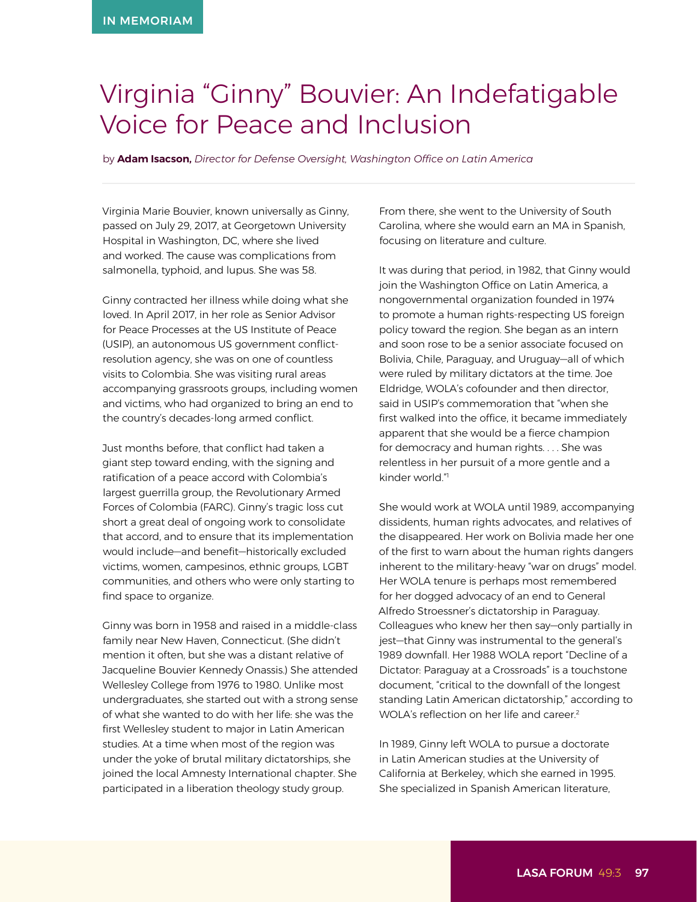IN MEMORIAM

# Virginia "Ginny" Bouvier: An Indefatigable Voice for Peace and Inclusion

by **Adam Isacson,** *Director for Defense Oversight, Washington Office on Latin America*

Virginia Marie Bouvier, known universally as Ginny, passed on July 29, 2017, at Georgetown University Hospital in Washington, DC, where she lived and worked. The cause was complications from salmonella, typhoid, and lupus. She was 58.

Ginny contracted her illness while doing what she loved. In April 2017, in her role as Senior Advisor for Peace Processes at the US Institute of Peace (USIP), an autonomous US government conflict-resolution agency, she was on one of countless visits to Colombia. She was visiting rural areas accompanying grassroots groups, including women and victims, who had organized to bring an end to the country's decades-long armed conflict.

Just months before, that conflict had taken a giant step toward ending, with the signing and ratification of a peace accord with Colombia's largest guerrilla group, the Revolutionary Armed Forces of Colombia (FARC). Ginny's tragic loss cut short a great deal of ongoing work to consolidate that accord, and to ensure that its implementation would include—and benefit—historically excluded victims, women, campesinos, ethnic groups, LGBT communities, and others who were only starting to find space to organize.

Ginny was born in 1958 and raised in a middle-class family near New Haven, Connecticut. (She didn't mention it often, but she was a distant relative of Jacqueline Bouvier Kennedy Onassis.) She attended Wellesley College from 1976 to 1980. Unlike most undergraduates, she started out with a strong sense of what she wanted to do with her life: she was the first Wellesley student to major in Latin American studies. At a time when most of the region was under the yoke of brutal military dictatorships, she joined the local Amnesty International chapter. She participated in a liberation theology study group. From there, she went to the University of South Carolina, where she would earn an MA in Spanish, focusing on literature and culture.

It was during that period, in 1982, that Ginny would join the Washington Office on Latin America, a nongovernmental organization founded in 1974 to promote a human rights-respecting US foreign policy toward the region. She began as an intern and soon rose to be a senior associate focused on Bolivia, Chile, Paraguay, and Uruguay—all of which were ruled by military dictators at the time. Joe Eldridge, WOLA's cofounder and then director, said in USIP's commemoration that "when she first walked into the office, it became immediately apparent that she would be a fierce champion for democracy and human rights. . . . She was relentless in her pursuit of a more gentle and a kinder world."[1]

She would work at WOLA until 1989, accompanying dissidents, human rights advocates, and relatives of the disappeared. Her work on Bolivia made her one of the first to warn about the human rights dangers inherent to the military-heavy "war on drugs" model. Her WOLA tenure is perhaps most remembered for her dogged advocacy of an end to General Alfredo Stroessner's dictatorship in Paraguay. Colleagues who knew her then say—only partially in jest—that Ginny was instrumental to the general's 1989 downfall. Her 1988 WOLA report "Decline of a Dictator: Paraguay at a Crossroads" is a touchstone document, "critical to the downfall of the longest standing Latin American dictatorship," according to WOLA's reflection on her life and career.[2]

In 1989, Ginny left WOLA to pursue a doctorate in Latin American studies at the University of California at Berkeley, which she earned in 1995. She specialized in Spanish American literature,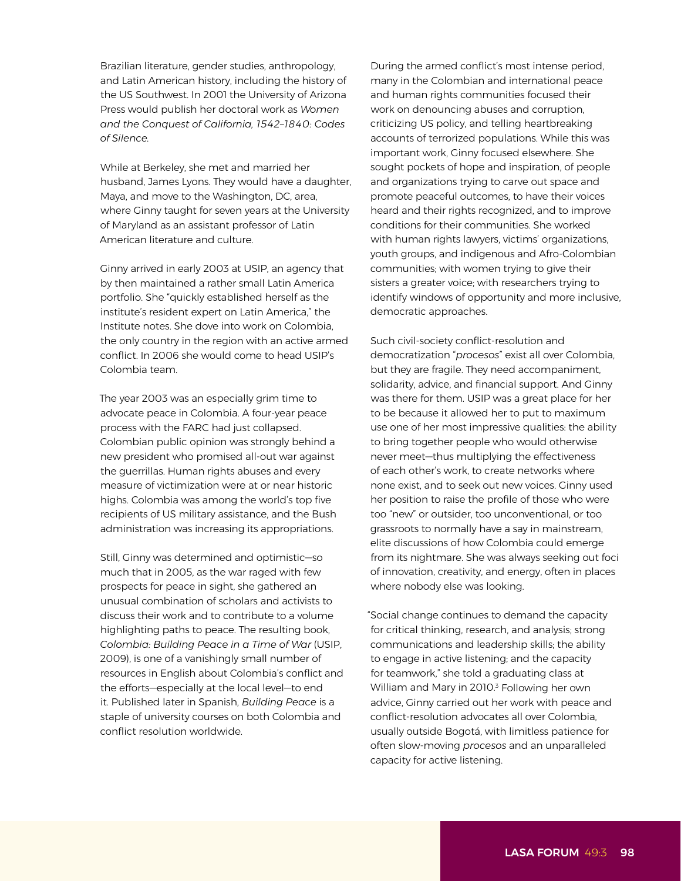Brazilian literature, gender studies, anthropology, and Latin American history, including the history of the US Southwest. In 2001 the University of Arizona Press would publish her doctoral work as *Women and the Conquest of California, 1542–1840: Codes of Silence.*

While at Berkeley, she met and married her husband, James Lyons. They would have a daughter, Maya, and move to the Washington, DC, area, where Ginny taught for seven years at the University of Maryland as an assistant professor of Latin American literature and culture.

Ginny arrived in early 2003 at USIP, an agency that by then maintained a rather small Latin America portfolio. She "quickly established herself as the institute's resident expert on Latin America," the Institute notes. She dove into work on Colombia, the only country in the region with an active armed conflict. In 2006 she would come to head USIP's Colombia team.

The year 2003 was an especially grim time to advocate peace in Colombia. A four-year peace process with the FARC had just collapsed. Colombian public opinion was strongly behind a new president who promised all-out war against the guerrillas. Human rights abuses and every measure of victimization were at or near historic highs. Colombia was among the world's top five recipients of US military assistance, and the Bush administration was increasing its appropriations.

Still, Ginny was determined and optimistic—so much that in 2005, as the war raged with few prospects for peace in sight, she gathered an unusual combination of scholars and activists to discuss their work and to contribute to a volume highlighting paths to peace. The resulting book, *Colombia: Building Peace in a Time of War* (USIP, 2009), is one of a vanishingly small number of resources in English about Colombia's conflict and the efforts—especially at the local level—to end it. Published later in Spanish, *Building Peace* is a staple of university courses on both Colombia and conflict resolution worldwide.

During the armed conflict's most intense period, many in the Colombian and international peace and human rights communities focused their work on denouncing abuses and corruption, criticizing US policy, and telling heartbreaking accounts of terrorized populations. While this was important work, Ginny focused elsewhere. She sought pockets of hope and inspiration, of people and organizations trying to carve out space and promote peaceful outcomes, to have their voices heard and their rights recognized, and to improve conditions for their communities. She worked with human rights lawyers, victims' organizations, youth groups, and indigenous and Afro-Colombian communities; with women trying to give their sisters a greater voice; with researchers trying to identify windows of opportunity and more inclusive, democratic approaches.

Such civil-society conflict-resolution and democratization "*procesos*" exist all over Colombia, but they are fragile. They need accompaniment, solidarity, advice, and financial support. And Ginny was there for them. USIP was a great place for her to be because it allowed her to put to maximum use one of her most impressive qualities: the ability to bring together people who would otherwise never meet—thus multiplying the effectiveness of each other's work, to create networks where none exist, and to seek out new voices. Ginny used her position to raise the profile of those who were too "new" or outsider, too unconventional, or too grassroots to normally have a say in mainstream, elite discussions of how Colombia could emerge from its nightmare. She was always seeking out foci of innovation, creativity, and energy, often in places where nobody else was looking.

"Social change continues to demand the capacity for critical thinking, research, and analysis; strong communications and leadership skills; the ability to engage in active listening; and the capacity for teamwork," she told a graduating class at William and Mary in 2010.[3] Following her own advice, Ginny carried out her work with peace and conflict-resolution advocates all over Colombia, usually outside Bogotá, with limitless patience for often slow-moving *procesos* and an unparalleled capacity for active listening.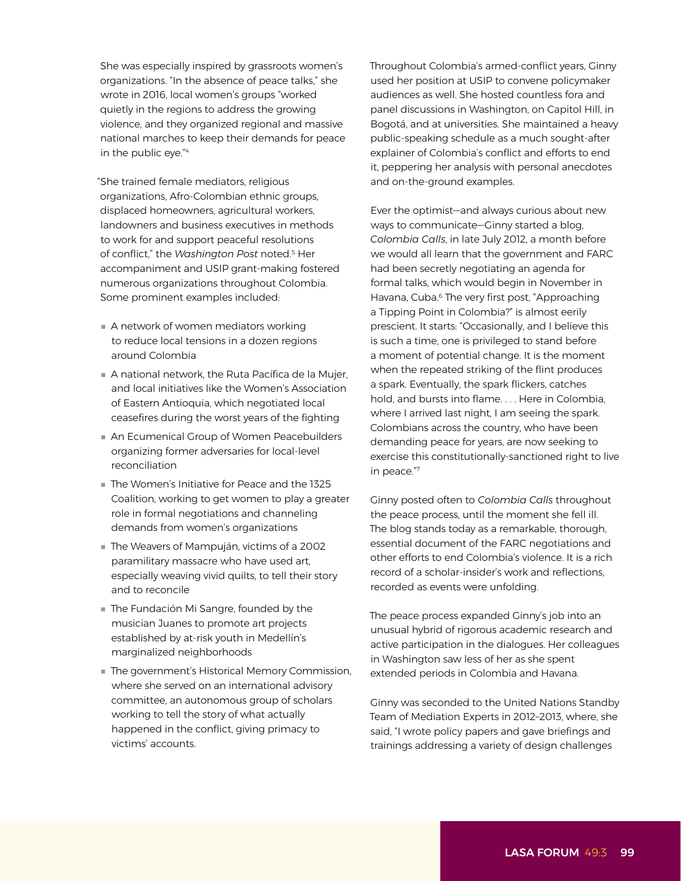She was especially inspired by grassroots women's organizations. "In the absence of peace talks," she wrote in 2016, local women's groups "worked quietly in the regions to address the growing violence, and they organized regional and massive national marches to keep their demands for peace in the public eye."[4]

"She trained female mediators, religious organizations, Afro-Colombian ethnic groups, displaced homeowners, agricultural workers, landowners and business executives in methods to work for and support peaceful resolutions of conflict," the *Washington Post* noted.[5] Her accompaniment and USIP grant-making fostered numerous organizations throughout Colombia. Some prominent examples included:

- A network of women mediators working to reduce local tensions in a dozen regions around Colombia
- A national network, the Ruta Pacífica de la Mujer, and local initiatives like the Women's Association of Eastern Antioquia, which negotiated local ceasefires during the worst years of the fighting
- An Ecumenical Group of Women Peacebuilders organizing former adversaries for local-level reconciliation
- The Women's Initiative for Peace and the 1325 Coalition, working to get women to play a greater role in formal negotiations and channeling demands from women's organizations
- The Weavers of Mampuján, victims of a 2002 paramilitary massacre who have used art, especially weaving vivid quilts, to tell their story and to reconcile
- The Fundación Mi Sangre, founded by the musician Juanes to promote art projects established by at-risk youth in Medellín's marginalized neighborhoods
- The government's Historical Memory Commission, where she served on an international advisory committee, an autonomous group of scholars working to tell the story of what actually happened in the conflict, giving primacy to victims' accounts.

Throughout Colombia's armed-conflict years, Ginny used her position at USIP to convene policymaker audiences as well. She hosted countless fora and panel discussions in Washington, on Capitol Hill, in Bogotá, and at universities. She maintained a heavy public-speaking schedule as a much sought-after explainer of Colombia's conflict and efforts to end it, peppering her analysis with personal anecdotes and on-the-ground examples.

Ever the optimist—and always curious about new ways to communicate—Ginny started a blog, *Colombia Calls*, in late July 2012, a month before we would all learn that the government and FARC had been secretly negotiating an agenda for formal talks, which would begin in November in Havana, Cuba.[6] The very first post, "Approaching a Tipping Point in Colombia?" is almost eerily prescient. It starts: "Occasionally, and I believe this is such a time, one is privileged to stand before a moment of potential change. It is the moment when the repeated striking of the flint produces a spark. Eventually, the spark flickers, catches hold, and bursts into flame. . . . Here in Colombia, where I arrived last night, I am seeing the spark. Colombians across the country, who have been demanding peace for years, are now seeking to exercise this constitutionally-sanctioned right to live in peace."[7]

Ginny posted often to *Colombia Calls* throughout the peace process, until the moment she fell ill. The blog stands today as a remarkable, thorough, essential document of the FARC negotiations and other efforts to end Colombia's violence. It is a rich record of a scholar-insider's work and reflections, recorded as events were unfolding.

The peace process expanded Ginny's job into an unusual hybrid of rigorous academic research and active participation in the dialogues. Her colleagues in Washington saw less of her as she spent extended periods in Colombia and Havana.

Ginny was seconded to the United Nations Standby Team of Mediation Experts in 2012–2013, where, she said, "I wrote policy papers and gave briefings and trainings addressing a variety of design challenges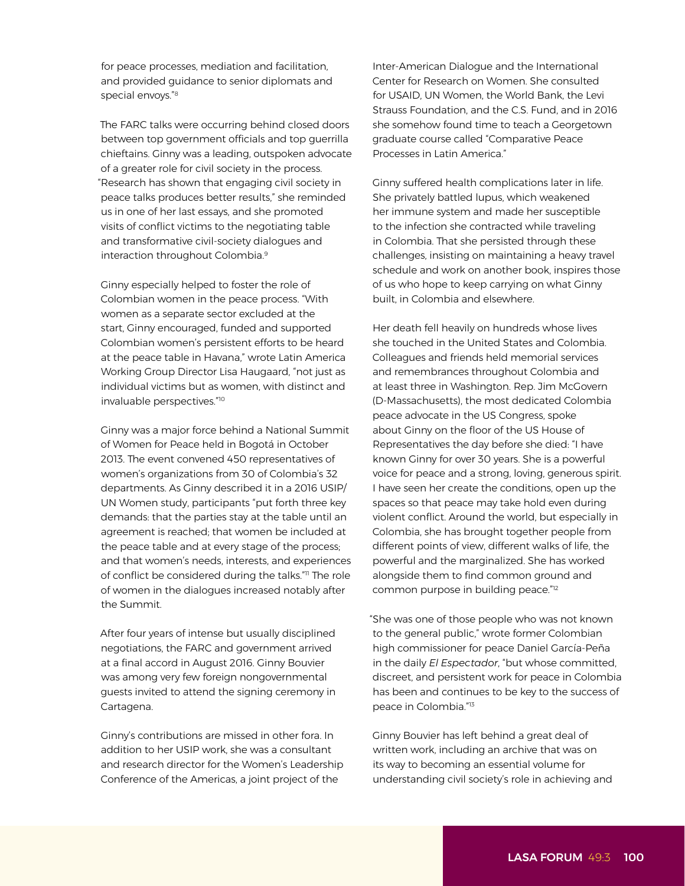for peace processes, mediation and facilitation, and provided guidance to senior diplomats and special envoys."[8]

The FARC talks were occurring behind closed doors between top government officials and top guerrilla chieftains. Ginny was a leading, outspoken advocate of a greater role for civil society in the process. "Research has shown that engaging civil society in peace talks produces better results," she reminded us in one of her last essays, and she promoted visits of conflict victims to the negotiating table and transformative civil-society dialogues and interaction throughout Colombia.[9]

Ginny especially helped to foster the role of Colombian women in the peace process. "With women as a separate sector excluded at the start, Ginny encouraged, funded and supported Colombian women's persistent efforts to be heard at the peace table in Havana," wrote Latin America Working Group Director Lisa Haugaard, "not just as individual victims but as women, with distinct and invaluable perspectives."[10]

Ginny was a major force behind a National Summit of Women for Peace held in Bogotá in October 2013. The event convened 450 representatives of women's organizations from 30 of Colombia's 32 departments. As Ginny described it in a 2016 USIP/UN Women study, participants "put forth three key demands: that the parties stay at the table until an agreement is reached; that women be included at the peace table and at every stage of the process; and that women's needs, interests, and experiences of conflict be considered during the talks."[11] The role of women in the dialogues increased notably after the Summit.

After four years of intense but usually disciplined negotiations, the FARC and government arrived at a final accord in August 2016. Ginny Bouvier was among very few foreign nongovernmental guests invited to attend the signing ceremony in Cartagena.

Ginny's contributions are missed in other fora. In addition to her USIP work, she was a consultant and research director for the Women's Leadership Conference of the Americas, a joint project of the Inter-American Dialogue and the International Center for Research on Women. She consulted for USAID, UN Women, the World Bank, the Levi Strauss Foundation, and the C.S. Fund, and in 2016 she somehow found time to teach a Georgetown graduate course called "Comparative Peace Processes in Latin America."

Ginny suffered health complications later in life. She privately battled lupus, which weakened her immune system and made her susceptible to the infection she contracted while traveling in Colombia. That she persisted through these challenges, insisting on maintaining a heavy travel schedule and work on another book, inspires those of us who hope to keep carrying on what Ginny built, in Colombia and elsewhere.

Her death fell heavily on hundreds whose lives she touched in the United States and Colombia. Colleagues and friends held memorial services and remembrances throughout Colombia and at least three in Washington. Rep. Jim McGovern (D-Massachusetts), the most dedicated Colombia peace advocate in the US Congress, spoke about Ginny on the floor of the US House of Representatives the day before she died: "I have known Ginny for over 30 years. She is a powerful voice for peace and a strong, loving, generous spirit. I have seen her create the conditions, open up the spaces so that peace may take hold even during violent conflict. Around the world, but especially in Colombia, she has brought together people from different points of view, different walks of life, the powerful and the marginalized. She has worked alongside them to find common ground and common purpose in building peace."[12]

"She was one of those people who was not known to the general public," wrote former Colombian high commissioner for peace Daniel García-Peña in the daily *El Espectador*, "but whose committed, discreet, and persistent work for peace in Colombia has been and continues to be key to the success of peace in Colombia."[13]

Ginny Bouvier has left behind a great deal of written work, including an archive that was on its way to becoming an essential volume for understanding civil society's role in achieving and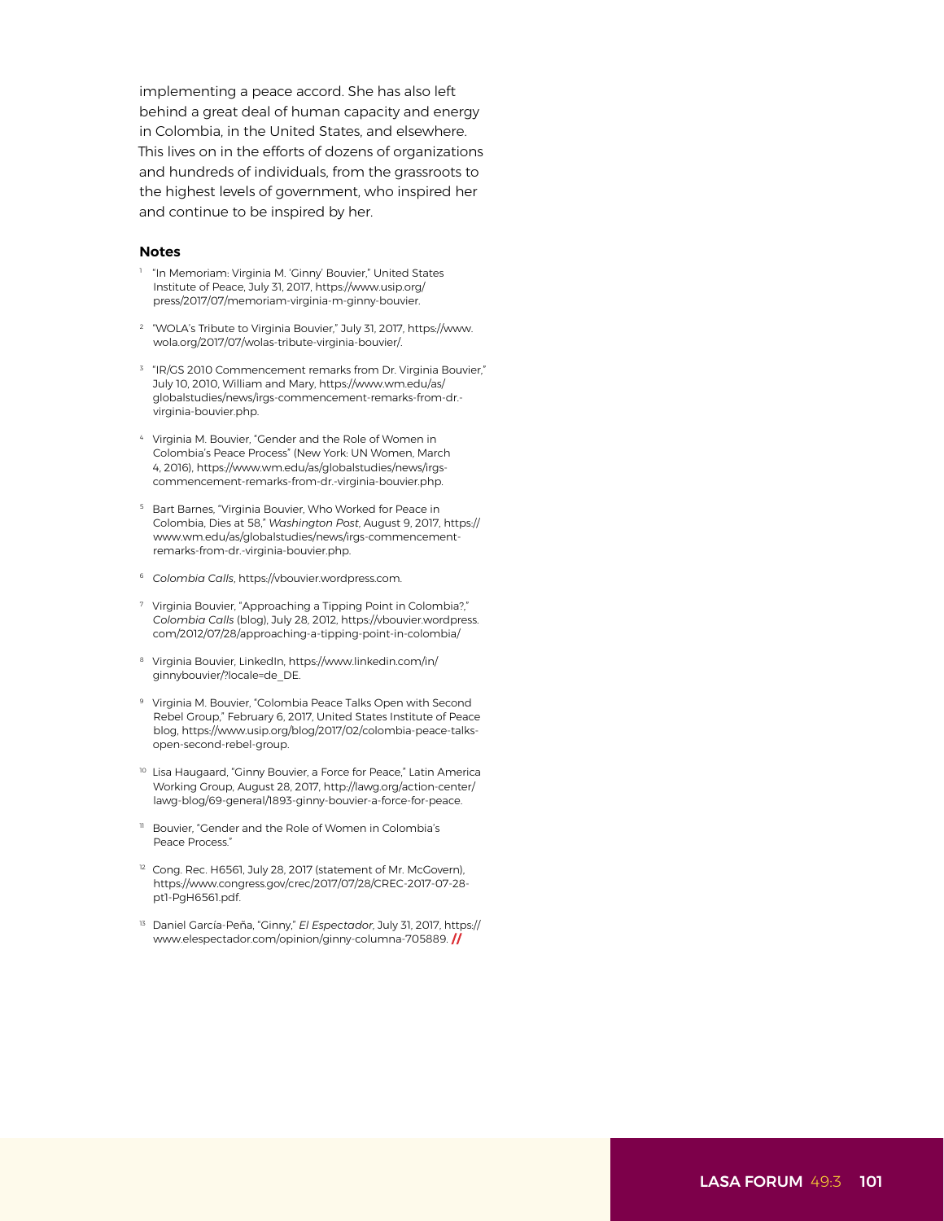implementing a peace accord. She has also left behind a great deal of human capacity and energy in Colombia, in the United States, and elsewhere. This lives on in the efforts of dozens of organizations and hundreds of individuals, from the grassroots to the highest levels of government, who inspired her and continue to be inspired by her.

**Notes**

1. "In Memoriam: Virginia M. 'Ginny' Bouvier," United States Institute of Peace, July 31, 2017, https://www.usip.org/press/2017/07/memoriam-virginia-m-ginny-bouvier.

2. "WOLA's Tribute to Virginia Bouvier," July 31, 2017, https://www.wola.org/2017/07/wolas-tribute-virginia-bouvier/.

3. "IR/GS 2010 Commencement remarks from Dr. Virginia Bouvier," July 10, 2010, William and Mary, https://www.wm.edu/as/globalstudies/news/irgs-commencement-remarks-from-dr.-virginia-bouvier.php.

4. Virginia M. Bouvier, "Gender and the Role of Women in Colombia's Peace Process" (New York: UN Women, March 4, 2016), https://www.wm.edu/as/globalstudies/news/irgs-commencement-remarks-from-dr.-virginia-bouvier.php.

5. Bart Barnes, "Virginia Bouvier, Who Worked for Peace in Colombia, Dies at 58," *Washington Post*, August 9, 2017, https://www.wm.edu/as/globalstudies/news/irgs-commencement-remarks-from-dr.-virginia-bouvier.php.

6. *Colombia Calls*, https://vbouvier.wordpress.com.

7. Virginia Bouvier, "Approaching a Tipping Point in Colombia?," *Colombia Calls* (blog), July 28, 2012, https://vbouvier.wordpress.com/2012/07/28/approaching-a-tipping-point-in-colombia/

8. Virginia Bouvier, LinkedIn, https://www.linkedin.com/in/ginnybouvier/?locale=de_DE.

9. Virginia M. Bouvier, "Colombia Peace Talks Open with Second Rebel Group," February 6, 2017, United States Institute of Peace blog, https://www.usip.org/blog/2017/02/colombia-peace-talks-open-second-rebel-group.

10. Lisa Haugaard, "Ginny Bouvier, a Force for Peace," Latin America Working Group, August 28, 2017, http://lawg.org/action-center/lawg-blog/69-general/1893-ginny-bouvier-a-force-for-peace.

11. Bouvier, "Gender and the Role of Women in Colombia's Peace Process."

12. Cong. Rec. H6561, July 28, 2017 (statement of Mr. McGovern), https://www.congress.gov/crec/2017/07/28/CREC-2017-07-28-pt1-PgH6561.pdf.

13. Daniel García-Peña, "Ginny," *El Espectador*, July 31, 2017, https://www.elespectador.com/opinion/ginny-columna-705889. //